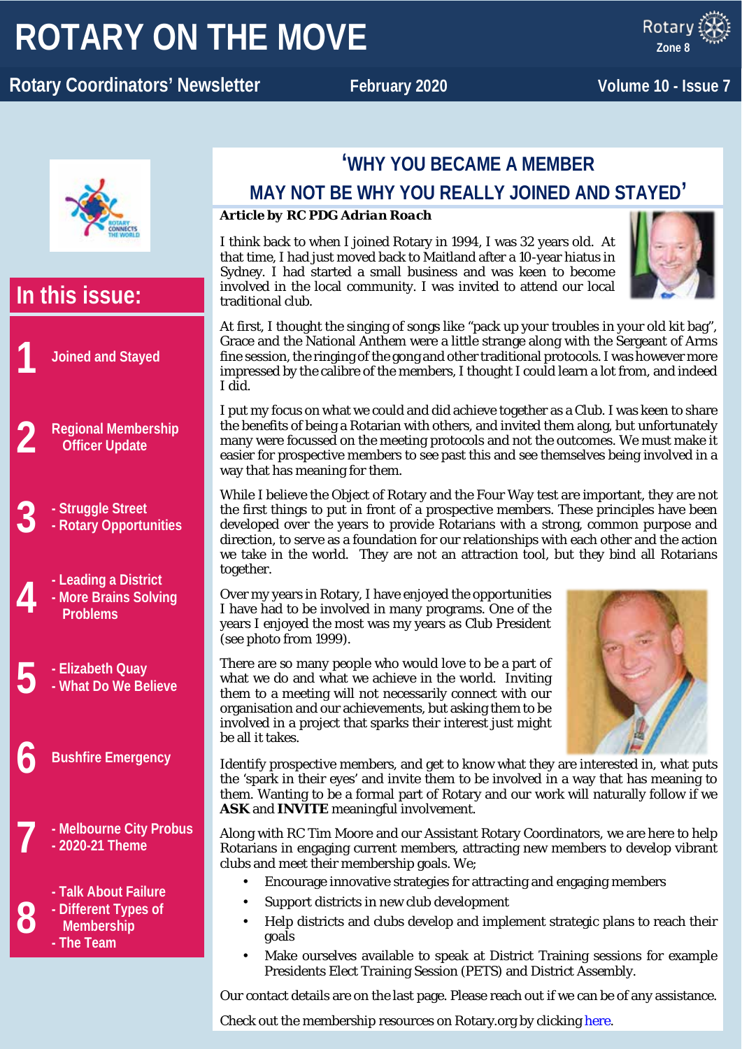# ROTARY ON THE MOVE

**Rotary Coordinators' Newsletter** | **February 2020** | **Volume 10 - Issue 7**

## In this issue:

1. Joined and Stayed
2. Regional Membership Officer Update
3. - Struggle Street
   - Rotary Opportunities
4. - Leading a District
   - More Brains Solving Problems
5. - Elizabeth Quay
   - What Do We Believe
6. Bushfire Emergency
7. - Melbourne City Probus
   - 2020-21 Theme
8. - Talk About Failure
   - Different Types of Membership
   - The Team

## 'WHY YOU BECAME A MEMBER MAY NOT BE WHY YOU REALLY JOINED AND STAYED'

***Article by RC PDG Adrian Roach***

I think back to when I joined Rotary in 1994, I was 32 years old. At that time, I had just moved back to Maitland after a 10-year hiatus in Sydney. I had started a small business and was keen to become involved in the local community. I was invited to attend our local traditional club.

At first, I thought the singing of songs like "pack up your troubles in your old kit bag", Grace and the National Anthem were a little strange along with the Sergeant of Arms fine session, the ringing of the gong and other traditional protocols. I was however more impressed by the calibre of the members, I thought I could learn a lot from, and indeed I did.

I put my focus on what we could and did achieve together as a Club. I was keen to share the benefits of being a Rotarian with others, and invited them along, but unfortunately many were focussed on the meeting protocols and not the outcomes. We must make it easier for prospective members to see past this and see themselves being involved in a way that has meaning for them.

While I believe the Object of Rotary and the Four Way test are important, they are not the first things to put in front of a prospective members. These principles have been developed over the years to provide Rotarians with a strong, common purpose and direction, to serve as a foundation for our relationships with each other and the action we take in the world. They are not an attraction tool, but they bind all Rotarians together.

Over my years in Rotary, I have enjoyed the opportunities I have had to be involved in many programs. One of the years I enjoyed the most was my years as Club President (see photo from 1999).

There are so many people who would love to be a part of what we do and what we achieve in the world. Inviting them to a meeting will not necessarily connect with our organisation and our achievements, but asking them to be involved in a project that sparks their interest just might be all it takes.

Identify prospective members, and get to know what they are interested in, what puts the 'spark in their eyes' and invite them to be involved in a way that has meaning to them. Wanting to be a formal part of Rotary and our work will naturally follow if we **ASK** and **INVITE** meaningful involvement.

Along with RC Tim Moore and our Assistant Rotary Coordinators, we are here to help Rotarians in engaging current members, attracting new members to develop vibrant clubs and meet their membership goals. We;

- Encourage innovative strategies for attracting and engaging members
- Support districts in new club development
- Help districts and clubs develop and implement strategic plans to reach their goals
- Make ourselves available to speak at District Training sessions for example Presidents Elect Training Session (PETS) and District Assembly.

Our contact details are on the last page. Please reach out if we can be of any assistance.

Check out the membership resources on Rotary.org by clicking here.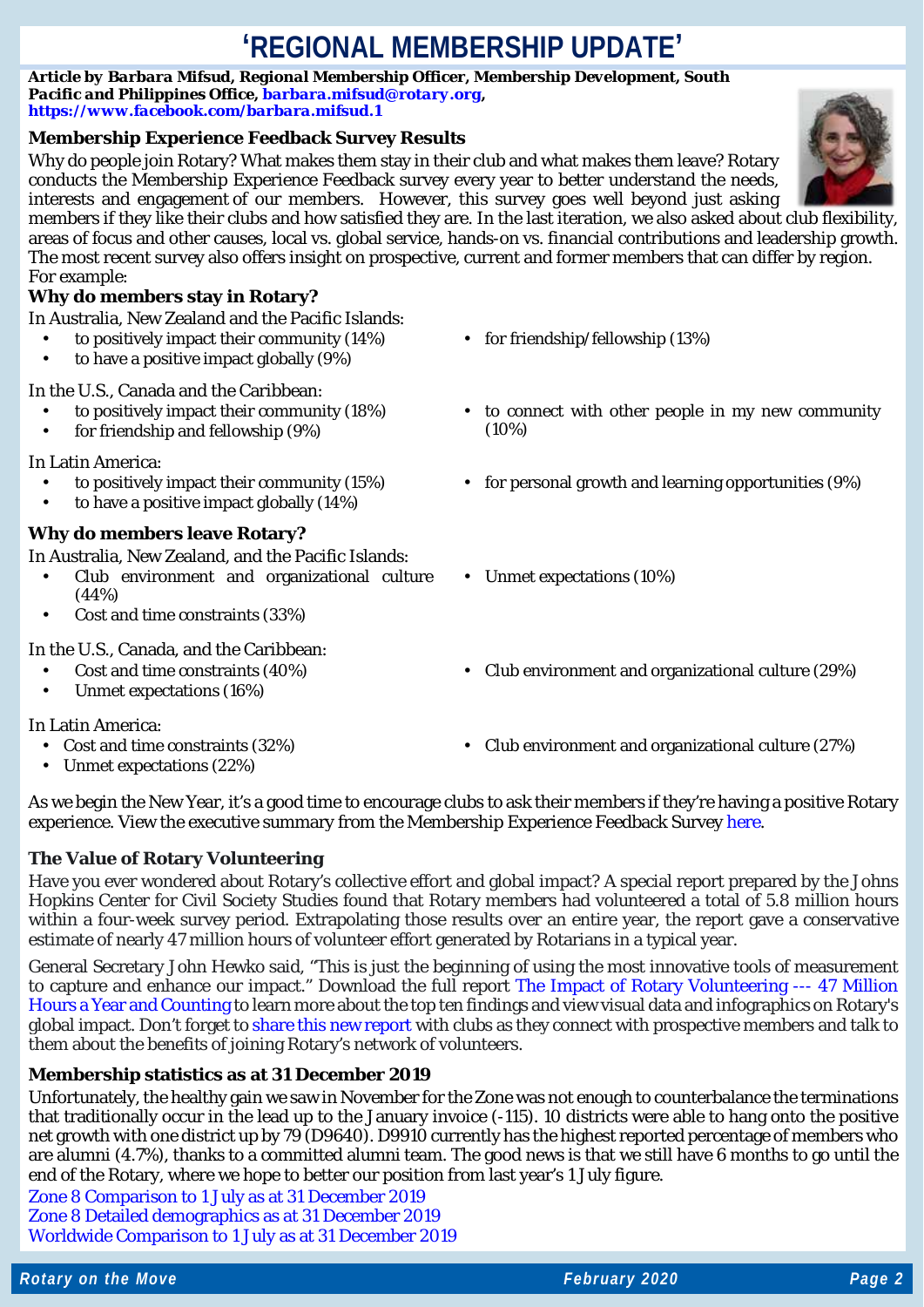# 'REGIONAL MEMBERSHIP UPDATE'

***Article by Barbara Mifsud, Regional Membership Officer, Membership Development, South Pacific and Philippines Office, barbara.mifsud@rotary.org, https://www.facebook.com/barbara.mifsud.1***

### Membership Experience Feedback Survey Results

Why do people join Rotary? What makes them stay in their club and what makes them leave? Rotary conducts the Membership Experience Feedback survey every year to better understand the needs, interests and engagement of our members. However, this survey goes well beyond just asking members if they like their clubs and how satisfied they are. In the last iteration, we also asked about club flexibility, areas of focus and other causes, local vs. global service, hands-on vs. financial contributions and leadership growth. The most recent survey also offers insight on prospective, current and former members that can differ by region. For example:

**Why do members stay in Rotary?**

In Australia, New Zealand and the Pacific Islands:

- to positively impact their community (14%)
- to have a positive impact globally (9%)
- for friendship/fellowship (13%)

In the U.S., Canada and the Caribbean:

- to positively impact their community (18%)
- for friendship and fellowship (9%)
- to connect with other people in my new community (10%)

In Latin America:

- to positively impact their community (15%)
- to have a positive impact globally (14%)
- for personal growth and learning opportunities (9%)

**Why do members leave Rotary?**

In Australia, New Zealand, and the Pacific Islands:

- Club environment and organizational culture (44%)
- Cost and time constraints (33%)
- Unmet expectations (10%)

In the U.S., Canada, and the Caribbean:

- Cost and time constraints (40%)
- Unmet expectations (16%)
- Club environment and organizational culture (29%)

In Latin America:

- Cost and time constraints (32%)
- Unmet expectations (22%)
- Club environment and organizational culture (27%)

As we begin the New Year, it's a good time to encourage clubs to ask their members if they're having a positive Rotary experience. View the executive summary from the Membership Experience Feedback Survey here.

### The Value of Rotary Volunteering

Have you ever wondered about Rotary's collective effort and global impact? A special report prepared by the Johns Hopkins Center for Civil Society Studies found that Rotary members had volunteered a total of 5.8 million hours within a four-week survey period. Extrapolating those results over an entire year, the report gave a conservative estimate of nearly 47 million hours of volunteer effort generated by Rotarians in a typical year.

General Secretary John Hewko said, "This is just the beginning of using the most innovative tools of measurement to capture and enhance our impact." Download the full report The Impact of Rotary Volunteering --- 47 Million Hours a Year and Counting to learn more about the top ten findings and view visual data and infographics on Rotary's global impact. Don't forget to share this new report with clubs as they connect with prospective members and talk to them about the benefits of joining Rotary's network of volunteers.

### Membership statistics as at 31 December 2019

Unfortunately, the healthy gain we saw in November for the Zone was not enough to counterbalance the terminations that traditionally occur in the lead up to the January invoice (-115). 10 districts were able to hang onto the positive net growth with one district up by 79 (D9640). D9910 currently has the highest reported percentage of members who are alumni (4.7%), thanks to a committed alumni team. The good news is that we still have 6 months to go until the end of the Rotary, where we hope to better our position from last year's 1 July figure.

Zone 8 Comparison to 1 July as at 31 December 2019
Zone 8 Detailed demographics as at 31 December 2019
Worldwide Comparison to 1 July as at 31 December 2019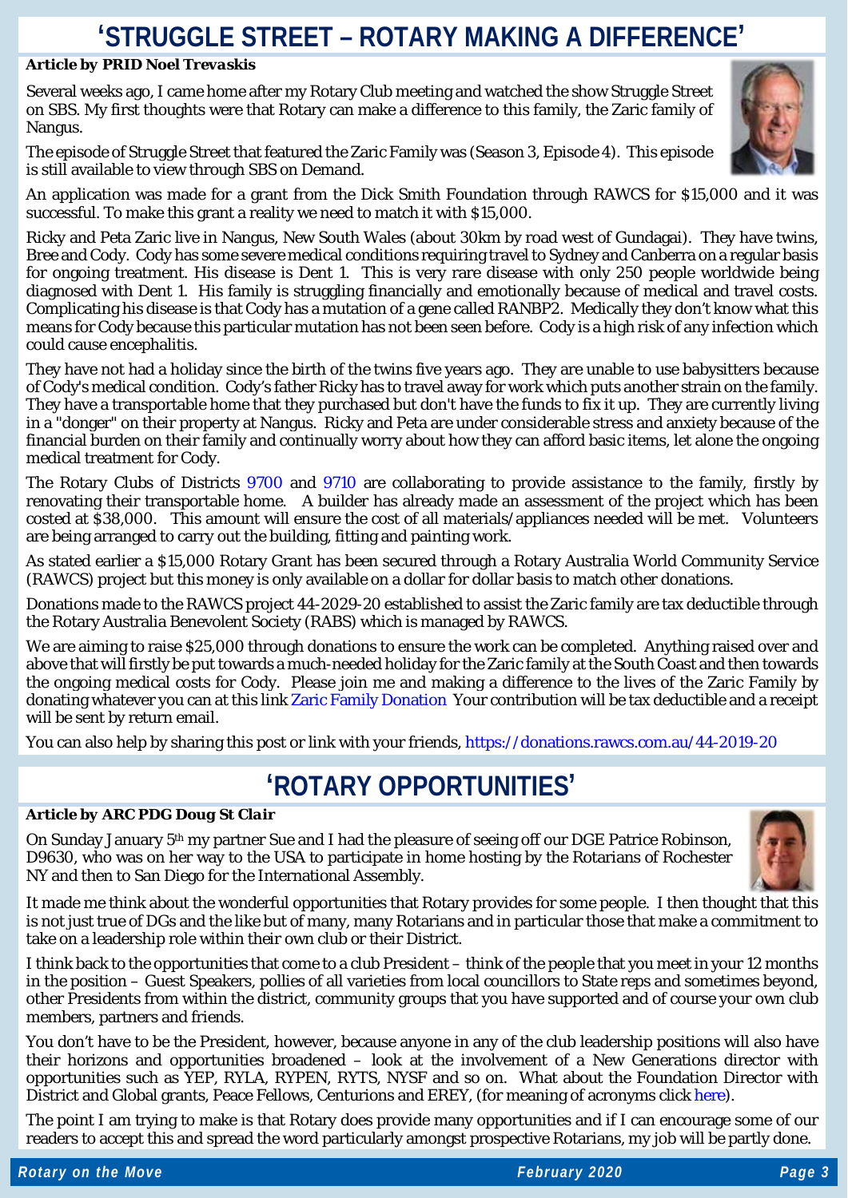# 'STRUGGLE STREET – ROTARY MAKING A DIFFERENCE'

***Article by PRID Noel Trevaskis***

Several weeks ago, I came home after my Rotary Club meeting and watched the show Struggle Street on SBS. My first thoughts were that Rotary can make a difference to this family, the Zaric family of Nangus.

The episode of Struggle Street that featured the Zaric Family was (Season 3, Episode 4). This episode is still available to view through SBS on Demand.

An application was made for a grant from the Dick Smith Foundation through RAWCS for $15,000 and it was successful. To make this grant a reality we need to match it with $15,000.

Ricky and Peta Zaric live in Nangus, New South Wales (about 30km by road west of Gundagai). They have twins, Bree and Cody. Cody has some severe medical conditions requiring travel to Sydney and Canberra on a regular basis for ongoing treatment. His disease is Dent 1. This is very rare disease with only 250 people worldwide being diagnosed with Dent 1. His family is struggling financially and emotionally because of medical and travel costs. Complicating his disease is that Cody has a mutation of a gene called RANBP2. Medically they don't know what this means for Cody because this particular mutation has not been seen before. Cody is a high risk of any infection which could cause encephalitis.

They have not had a holiday since the birth of the twins five years ago. They are unable to use babysitters because of Cody's medical condition. Cody's father Ricky has to travel away for work which puts another strain on the family. They have a transportable home that they purchased but don't have the funds to fix it up. They are currently living in a "donger" on their property at Nangus. Ricky and Peta are under considerable stress and anxiety because of the financial burden on their family and continually worry about how they can afford basic items, let alone the ongoing medical treatment for Cody.

The Rotary Clubs of Districts 9700 and 9710 are collaborating to provide assistance to the family, firstly by renovating their transportable home. A builder has already made an assessment of the project which has been costed at $38,000. This amount will ensure the cost of all materials/appliances needed will be met. Volunteers are being arranged to carry out the building, fitting and painting work.

As stated earlier a $15,000 Rotary Grant has been secured through a Rotary Australia World Community Service (RAWCS) project but this money is only available on a dollar for dollar basis to match other donations.

Donations made to the RAWCS project 44-2029-20 established to assist the Zaric family are tax deductible through the Rotary Australia Benevolent Society (RABS) which is managed by RAWCS.

We are aiming to raise $25,000 through donations to ensure the work can be completed. Anything raised over and above that will firstly be put towards a much-needed holiday for the Zaric family at the South Coast and then towards the ongoing medical costs for Cody. Please join me and making a difference to the lives of the Zaric Family by donating whatever you can at this link Zaric Family Donation Your contribution will be tax deductible and a receipt will be sent by return email.

You can also help by sharing this post or link with your friends, https://donations.rawcs.com.au/44-2019-20

# 'ROTARY OPPORTUNITIES'

***Article by ARC PDG Doug St Clair***

On Sunday January 5th my partner Sue and I had the pleasure of seeing off our DGE Patrice Robinson, D9630, who was on her way to the USA to participate in home hosting by the Rotarians of Rochester NY and then to San Diego for the International Assembly.

It made me think about the wonderful opportunities that Rotary provides for some people. I then thought that this is not just true of DGs and the like but of many, many Rotarians and in particular those that make a commitment to take on a leadership role within their own club or their District.

I think back to the opportunities that come to a club President – think of the people that you meet in your 12 months in the position – Guest Speakers, pollies of all varieties from local councillors to State reps and sometimes beyond, other Presidents from within the district, community groups that you have supported and of course your own club members, partners and friends.

You don't have to be the President, however, because anyone in any of the club leadership positions will also have their horizons and opportunities broadened – look at the involvement of a New Generations director with opportunities such as YEP, RYLA, RYPEN, RYTS, NYSF and so on. What about the Foundation Director with District and Global grants, Peace Fellows, Centurions and EREY, (for meaning of acronyms click here).

The point I am trying to make is that Rotary does provide many opportunities and if I can encourage some of our readers to accept this and spread the word particularly amongst prospective Rotarians, my job will be partly done.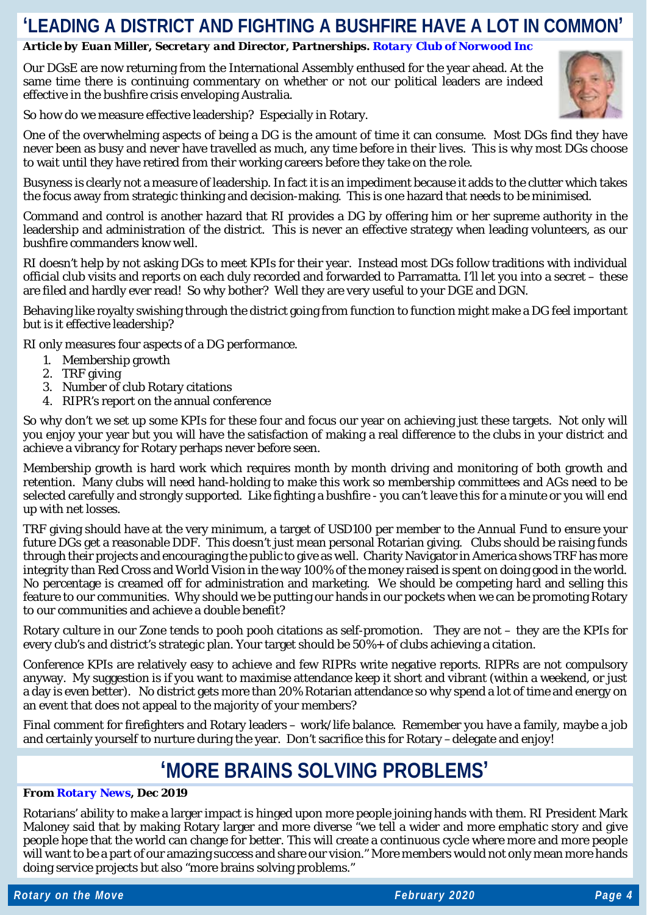# 'LEADING A DISTRICT AND FIGHTING A BUSHFIRE HAVE A LOT IN COMMON'

***Article by Euan Miller, Secretary and Director, Partnerships. Rotary Club of Norwood Inc***

Our DGsE are now returning from the International Assembly enthused for the year ahead. At the same time there is continuing commentary on whether or not our political leaders are indeed effective in the bushfire crisis enveloping Australia.

So how do we measure effective leadership? Especially in Rotary.

One of the overwhelming aspects of being a DG is the amount of time it can consume. Most DGs find they have never been as busy and never have travelled as much, any time before in their lives. This is why most DGs choose to wait until they have retired from their working careers before they take on the role.

Busyness is clearly not a measure of leadership. In fact it is an impediment because it adds to the clutter which takes the focus away from strategic thinking and decision-making. This is one hazard that needs to be minimised.

Command and control is another hazard that RI provides a DG by offering him or her supreme authority in the leadership and administration of the district. This is never an effective strategy when leading volunteers, as our bushfire commanders know well.

RI doesn't help by not asking DGs to meet KPIs for their year. Instead most DGs follow traditions with individual official club visits and reports on each duly recorded and forwarded to Parramatta. I'll let you into a secret – these are filed and hardly ever read! So why bother? Well they are very useful to your DGE and DGN.

Behaving like royalty swishing through the district going from function to function might make a DG feel important but is it effective leadership?

RI only measures four aspects of a DG performance.

1. Membership growth
2. TRF giving
3. Number of club Rotary citations
4. RIPR's report on the annual conference

So why don't we set up some KPIs for these four and focus our year on achieving just these targets. Not only will you enjoy your year but you will have the satisfaction of making a real difference to the clubs in your district and achieve a vibrancy for Rotary perhaps never before seen.

Membership growth is hard work which requires month by month driving and monitoring of both growth and retention. Many clubs will need hand-holding to make this work so membership committees and AGs need to be selected carefully and strongly supported. Like fighting a bushfire - you can't leave this for a minute or you will end up with net losses.

TRF giving should have at the very minimum, a target of USD100 per member to the Annual Fund to ensure your future DGs get a reasonable DDF. This doesn't just mean personal Rotarian giving. Clubs should be raising funds through their projects and encouraging the public to give as well. Charity Navigator in America shows TRF has more integrity than Red Cross and World Vision in the way 100% of the money raised is spent on doing good in the world. No percentage is creamed off for administration and marketing. We should be competing hard and selling this feature to our communities. Why should we be putting our hands in our pockets when we can be promoting Rotary to our communities and achieve a double benefit?

Rotary culture in our Zone tends to pooh pooh citations as self-promotion. They are not – they are the KPIs for every club's and district's strategic plan. Your target should be 50%+ of clubs achieving a citation.

Conference KPIs are relatively easy to achieve and few RIPRs write negative reports. RIPRs are not compulsory anyway. My suggestion is if you want to maximise attendance keep it short and vibrant (within a weekend, or just a day is even better). No district gets more than 20% Rotarian attendance so why spend a lot of time and energy on an event that does not appeal to the majority of your members?

Final comment for firefighters and Rotary leaders – work/life balance. Remember you have a family, maybe a job and certainly yourself to nurture during the year. Don't sacrifice this for Rotary – delegate and enjoy!

# 'MORE BRAINS SOLVING PROBLEMS'

**From *Rotary News*, Dec 2019**

Rotarians' ability to make a larger impact is hinged upon more people joining hands with them. RI President Mark Maloney said that by making Rotary larger and more diverse "we tell a wider and more emphatic story and give people hope that the world can change for better. This will create a continuous cycle where more and more people will want to be a part of our amazing success and share our vision." More members would not only mean more hands doing service projects but also "more brains solving problems."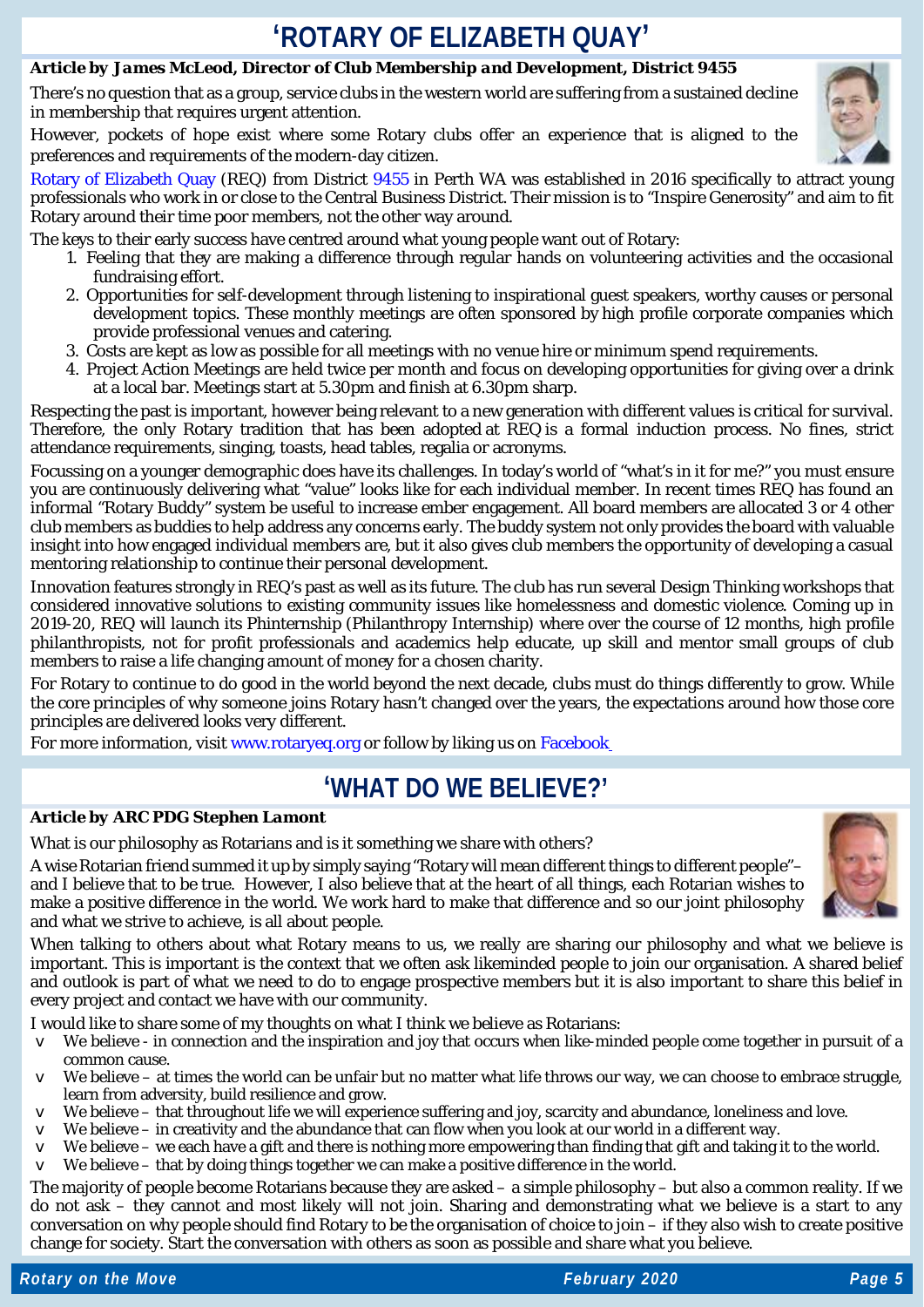# 'ROTARY OF ELIZABETH QUAY'

***Article by James McLeod, Director of Club Membership and Development, District 9455***

There's no question that as a group, service clubs in the western world are suffering from a sustained decline in membership that requires urgent attention.

However, pockets of hope exist where some Rotary clubs offer an experience that is aligned to the preferences and requirements of the modern-day citizen.

Rotary of Elizabeth Quay (REQ) from District 9455 in Perth WA was established in 2016 specifically to attract young professionals who work in or close to the Central Business District. Their mission is to "Inspire Generosity" and aim to fit Rotary around their time poor members, not the other way around.

The keys to their early success have centred around what young people want out of Rotary:

1. Feeling that they are making a difference through regular hands on volunteering activities and the occasional fundraising effort.
2. Opportunities for self-development through listening to inspirational guest speakers, worthy causes or personal development topics. These monthly meetings are often sponsored by high profile corporate companies which provide professional venues and catering.
3. Costs are kept as low as possible for all meetings with no venue hire or minimum spend requirements.
4. Project Action Meetings are held twice per month and focus on developing opportunities for giving over a drink at a local bar. Meetings start at 5.30pm and finish at 6.30pm sharp.

Respecting the past is important, however being relevant to a new generation with different values is critical for survival. Therefore, the only Rotary tradition that has been adopted at REQ is a formal induction process. No fines, strict attendance requirements, singing, toasts, head tables, regalia or acronyms.

Focussing on a younger demographic does have its challenges. In today's world of "what's in it for me?" you must ensure you are continuously delivering what "value" looks like for each individual member. In recent times REQ has found an informal "Rotary Buddy" system be useful to increase ember engagement. All board members are allocated 3 or 4 other club members as buddies to help address any concerns early. The buddy system not only provides the board with valuable insight into how engaged individual members are, but it also gives club members the opportunity of developing a casual mentoring relationship to continue their personal development.

Innovation features strongly in REQ's past as well as its future. The club has run several Design Thinking workshops that considered innovative solutions to existing community issues like homelessness and domestic violence. Coming up in 2019-20, REQ will launch its Phinternship (Philanthropy Internship) where over the course of 12 months, high profile philanthropists, not for profit professionals and academics help educate, up skill and mentor small groups of club members to raise a life changing amount of money for a chosen charity.

For Rotary to continue to do good in the world beyond the next decade, clubs must do things differently to grow. While the core principles of why someone joins Rotary hasn't changed over the years, the expectations around how those core principles are delivered looks very different.

For more information, visit www.rotaryeq.org or follow by liking us on Facebook

# 'WHAT DO WE BELIEVE?'

***Article by ARC PDG Stephen Lamont***

What is our philosophy as Rotarians and is it something we share with others?

A wise Rotarian friend summed it up by simply saying "Rotary will mean different things to different people"– and I believe that to be true. However, I also believe that at the heart of all things, each Rotarian wishes to make a positive difference in the world. We work hard to make that difference and so our joint philosophy and what we strive to achieve, is all about people.

When talking to others about what Rotary means to us, we really are sharing our philosophy and what we believe is important. This is important is the context that we often ask likeminded people to join our organisation. A shared belief and outlook is part of what we need to do to engage prospective members but it is also important to share this belief in every project and contact we have with our community.

I would like to share some of my thoughts on what I think we believe as Rotarians:

- We believe - in connection and the inspiration and joy that occurs when like-minded people come together in pursuit of a common cause.
- We believe – at times the world can be unfair but no matter what life throws our way, we can choose to embrace struggle, learn from adversity, build resilience and grow.
- We believe – that throughout life we will experience suffering and joy, scarcity and abundance, loneliness and love.
- We believe – in creativity and the abundance that can flow when you look at our world in a different way.
- We believe – we each have a gift and there is nothing more empowering than finding that gift and taking it to the world.
- We believe – that by doing things together we can make a positive difference in the world.

The majority of people become Rotarians because they are asked – a simple philosophy – but also a common reality. If we do not ask – they cannot and most likely will not join. Sharing and demonstrating what we believe is a start to any conversation on why people should find Rotary to be the organisation of choice to join – if they also wish to create positive change for society. Start the conversation with others as soon as possible and share what you believe.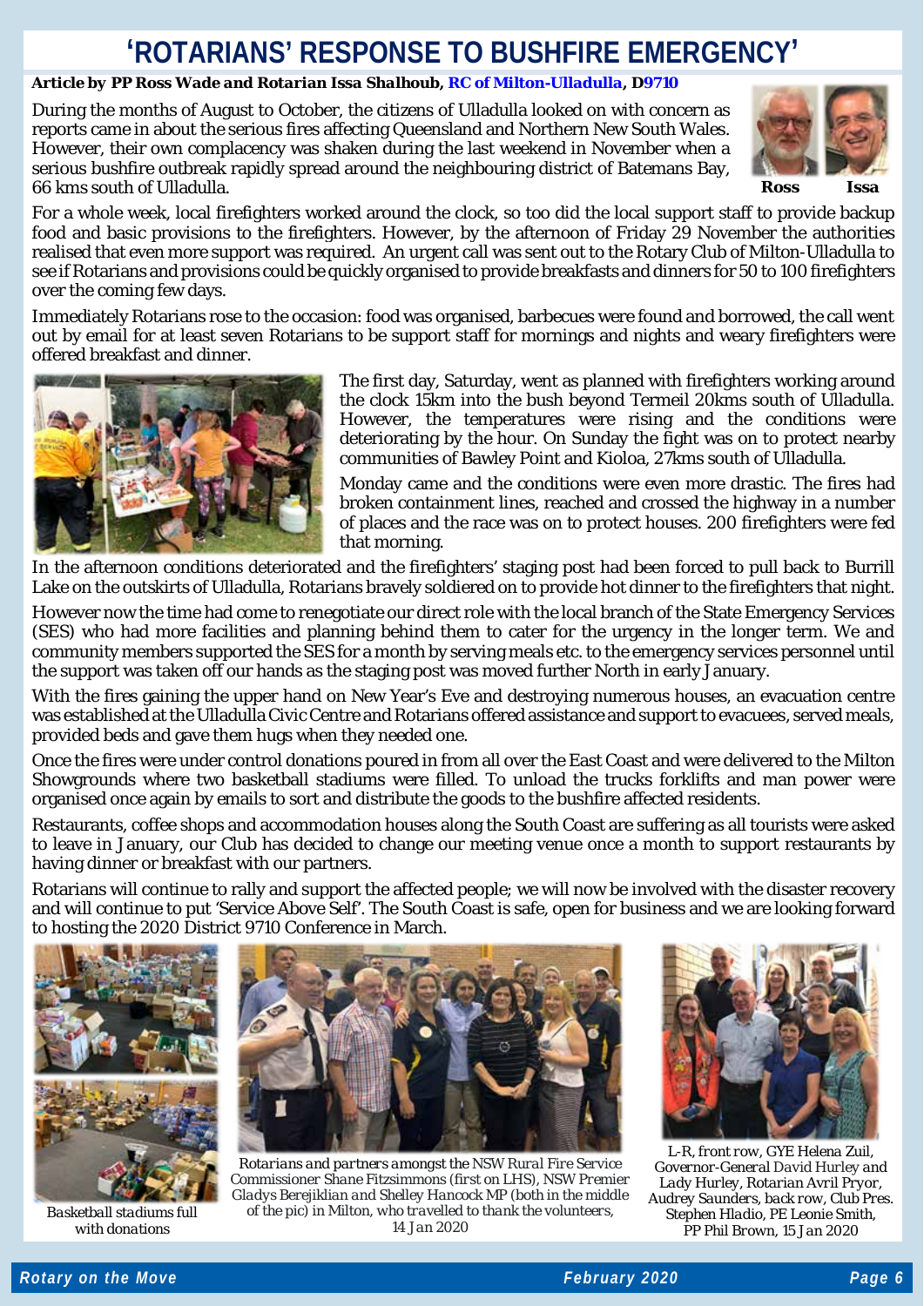# 'ROTARIANS' RESPONSE TO BUSHFIRE EMERGENCY'

***Article by PP Ross Wade and Rotarian Issa Shalhoub, RC of Milton-Ulladulla, D9710***

During the months of August to October, the citizens of Ulladulla looked on with concern as reports came in about the serious fires affecting Queensland and Northern New South Wales. However, their own complacency was shaken during the last weekend in November when a serious bushfire outbreak rapidly spread around the neighbouring district of Batemans Bay, 66 kms south of Ulladulla.

**Ross** **Issa**

For a whole week, local firefighters worked around the clock, so too did the local support staff to provide backup food and basic provisions to the firefighters. However, by the afternoon of Friday 29 November the authorities realised that even more support was required. An urgent call was sent out to the Rotary Club of Milton-Ulladulla to see if Rotarians and provisions could be quickly organised to provide breakfasts and dinners for 50 to 100 firefighters over the coming few days.

Immediately Rotarians rose to the occasion: food was organised, barbecues were found and borrowed, the call went out by email for at least seven Rotarians to be support staff for mornings and nights and weary firefighters were offered breakfast and dinner.

The first day, Saturday, went as planned with firefighters working around the clock 15km into the bush beyond Termeil 20kms south of Ulladulla. However, the temperatures were rising and the conditions were deteriorating by the hour. On Sunday the fight was on to protect nearby communities of Bawley Point and Kioloa, 27kms south of Ulladulla.

Monday came and the conditions were even more drastic. The fires had broken containment lines, reached and crossed the highway in a number of places and the race was on to protect houses. 200 firefighters were fed that morning.

In the afternoon conditions deteriorated and the firefighters' staging post had been forced to pull back to Burrill Lake on the outskirts of Ulladulla, Rotarians bravely soldiered on to provide hot dinner to the firefighters that night.

However now the time had come to renegotiate our direct role with the local branch of the State Emergency Services (SES) who had more facilities and planning behind them to cater for the urgency in the longer term. We and community members supported the SES for a month by serving meals etc. to the emergency services personnel until the support was taken off our hands as the staging post was moved further North in early January.

With the fires gaining the upper hand on New Year's Eve and destroying numerous houses, an evacuation centre was established at the Ulladulla Civic Centre and Rotarians offered assistance and support to evacuees, served meals, provided beds and gave them hugs when they needed one.

Once the fires were under control donations poured in from all over the East Coast and were delivered to the Milton Showgrounds where two basketball stadiums were filled. To unload the trucks forklifts and man power were organised once again by emails to sort and distribute the goods to the bushfire affected residents.

Restaurants, coffee shops and accommodation houses along the South Coast are suffering as all tourists were asked to leave in January, our Club has decided to change our meeting venue once a month to support restaurants by having dinner or breakfast with our partners.

Rotarians will continue to rally and support the affected people; we will now be involved with the disaster recovery and will continue to put 'Service Above Self'. The South Coast is safe, open for business and we are looking forward to hosting the 2020 District 9710 Conference in March.

*Basketball stadiums full with donations*

*Rotarians and partners amongst the NSW Rural Fire Service Commissioner Shane Fitzsimmons (first on LHS), NSW Premier Gladys Berejiklian and Shelley Hancock MP (both in the middle of the pic) in Milton, who travelled to thank the volunteers, 14 Jan 2020*

*L-R, front row, GYE Helena Zuil, Governor-General David Hurley and Lady Hurley, Rotarian Avril Pryor, Audrey Saunders, back row, Club Pres. Stephen Hladio, PE Leonie Smith, PP Phil Brown, 15 Jan 2020*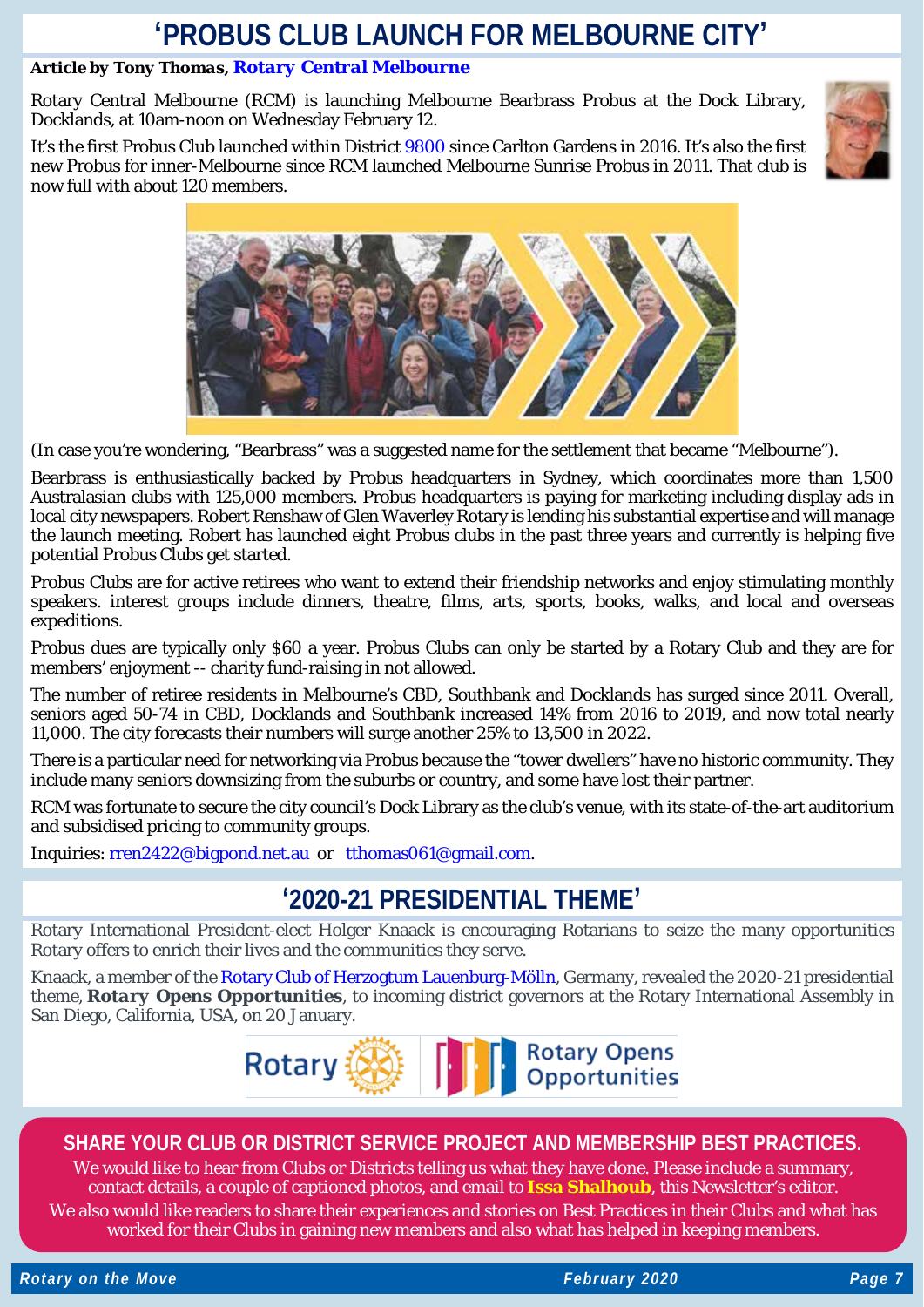# ‘PROBUS CLUB LAUNCH FOR MELBOURNE CITY’

**Article by Tony Thomas, Rotary Central Melbourne**

Rotary Central Melbourne (RCM) is launching Melbourne Bearbrass Probus at the Dock Library, Docklands, at 10am-noon on Wednesday February 12.

It’s the first Probus Club launched within District 9800 since Carlton Gardens in 2016. It’s also the first new Probus for inner-Melbourne since RCM launched Melbourne Sunrise Probus in 2011. That club is now full with about 120 members.

(In case you’re wondering, “Bearbrass” was a suggested name for the settlement that became “Melbourne”).

Bearbrass is enthusiastically backed by Probus headquarters in Sydney, which coordinates more than 1,500 Australasian clubs with 125,000 members. Probus headquarters is paying for marketing including display ads in local city newspapers. Robert Renshaw of Glen Waverley Rotary is lending his substantial expertise and will manage the launch meeting. Robert has launched eight Probus clubs in the past three years and currently is helping five potential Probus Clubs get started.

Probus Clubs are for active retirees who want to extend their friendship networks and enjoy stimulating monthly speakers. interest groups include dinners, theatre, films, arts, sports, books, walks, and local and overseas expeditions.

Probus dues are typically only $60 a year. Probus Clubs can only be started by a Rotary Club and they are for members’ enjoyment -- charity fund-raising in not allowed.

The number of retiree residents in Melbourne’s CBD, Southbank and Docklands has surged since 2011. Overall, seniors aged 50-74 in CBD, Docklands and Southbank increased 14% from 2016 to 2019, and now total nearly 11,000. The city forecasts their numbers will surge another 25% to 13,500 in 2022.

There is a particular need for networking via Probus because the “tower dwellers” have no historic community. They include many seniors downsizing from the suburbs or country, and some have lost their partner.

RCM was fortunate to secure the city council’s Dock Library as the club’s venue, with its state-of-the-art auditorium and subsidised pricing to community groups.

Inquiries: rren2422@bigpond.net.au or tthomas061@gmail.com.

# ‘2020-21 PRESIDENTIAL THEME’

Rotary International President-elect Holger Knaack is encouraging Rotarians to seize the many opportunities Rotary offers to enrich their lives and the communities they serve.

Knaack, a member of the Rotary Club of Herzogtum Lauenburg-Mölln, Germany, revealed the 2020-21 presidential theme, **Rotary Opens Opportunities**, to incoming district governors at the Rotary International Assembly in San Diego, California, USA, on 20 January.

## SHARE YOUR CLUB OR DISTRICT SERVICE PROJECT AND MEMBERSHIP BEST PRACTICES.

We would like to hear from Clubs or Districts telling us what they have done. Please include a summary, contact details, a couple of captioned photos, and email to **Issa Shalhoub**, this Newsletter’s editor.

We also would like readers to share their experiences and stories on Best Practices in their Clubs and what has worked for their Clubs in gaining new members and also what has helped in keeping members.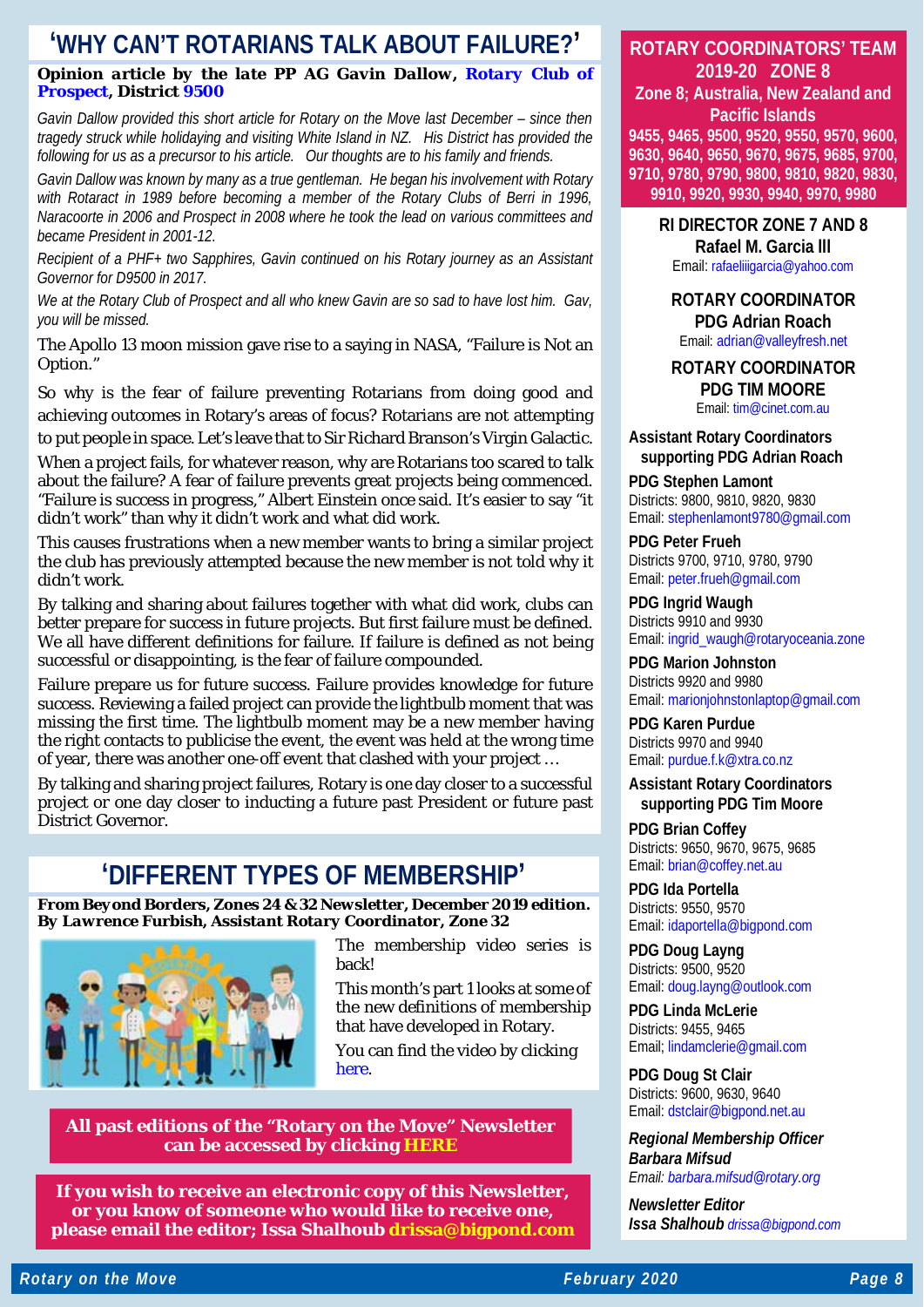# 'WHY CAN'T ROTARIANS TALK ABOUT FAILURE?'

**Opinion article by the late PP AG Gavin Dallow, Rotary Club of Prospect, District 9500**

*Gavin Dallow provided this short article for Rotary on the Move last December – since then tragedy struck while holidaying and visiting White Island in NZ. His District has provided the following for us as a precursor to his article. Our thoughts are to his family and friends.*

*Gavin Dallow was known by many as a true gentleman. He began his involvement with Rotary with Rotaract in 1989 before becoming a member of the Rotary Clubs of Berri in 1996, Naracoorte in 2006 and Prospect in 2008 where he took the lead on various committees and became President in 2001-12.*

*Recipient of a PHF+ two Sapphires, Gavin continued on his Rotary journey as an Assistant Governor for D9500 in 2017.*

*We at the Rotary Club of Prospect and all who knew Gavin are so sad to have lost him. Gav, you will be missed.*

The Apollo 13 moon mission gave rise to a saying in NASA, "Failure is Not an Option."

So why is the fear of failure preventing Rotarians from doing good and achieving outcomes in Rotary's areas of focus? Rotarians are not attempting to put people in space. Let's leave that to Sir Richard Branson's Virgin Galactic.

When a project fails, for whatever reason, why are Rotarians too scared to talk about the failure? A fear of failure prevents great projects being commenced. "Failure is success in progress," Albert Einstein once said. It's easier to say "it didn't work" than why it didn't work and what did work.

This causes frustrations when a new member wants to bring a similar project the club has previously attempted because the new member is not told why it didn't work.

By talking and sharing about failures together with what did work, clubs can better prepare for success in future projects. But first failure must be defined. We all have different definitions for failure. If failure is defined as not being successful or disappointing, is the fear of failure compounded.

Failure prepare us for future success. Failure provides knowledge for future success. Reviewing a failed project can provide the lightbulb moment that was missing the first time. The lightbulb moment may be a new member having the right contacts to publicise the event, the event was held at the wrong time of year, there was another one-off event that clashed with your project …

By talking and sharing project failures, Rotary is one day closer to a successful project or one day closer to inducting a future past President or future past District Governor.

# 'DIFFERENT TYPES OF MEMBERSHIP'

**From Beyond Borders, Zones 24 & 32 Newsletter, December 2019 edition. By Lawrence Furbish, Assistant Rotary Coordinator, Zone 32**

The membership video series is back!

This month's part 1 looks at some of the new definitions of membership that have developed in Rotary.

You can find the video by clicking here.

**All past editions of the "Rotary on the Move" Newsletter can be accessed by clicking HERE**

**If you wish to receive an electronic copy of this Newsletter, or you know of someone who would like to receive one, please email the editor; Issa Shalhoub drissa@bigpond.com**

## ROTARY COORDINATORS' TEAM 2019-20 ZONE 8

**Zone 8; Australia, New Zealand and Pacific Islands**

**9455, 9465, 9500, 9520, 9550, 9570, 9600, 9630, 9640, 9650, 9670, 9675, 9685, 9700, 9710, 9780, 9790, 9800, 9810, 9820, 9830, 9910, 9920, 9930, 9940, 9970, 9980**

**RI DIRECTOR ZONE 7 AND 8**
**Rafael M. Garcia lll**
Email: rafaeliiigarcia@yahoo.com

**ROTARY COORDINATOR**
**PDG Adrian Roach**
Email: adrian@valleyfresh.net

**ROTARY COORDINATOR**
**PDG TIM MOORE**
Email: tim@cinet.com.au

**Assistant Rotary Coordinators supporting PDG Adrian Roach**

**PDG Stephen Lamont**
Districts: 9800, 9810, 9820, 9830
Email: stephenlamont9780@gmail.com

**PDG Peter Frueh**
Districts 9700, 9710, 9780, 9790
Email: peter.frueh@gmail.com

**PDG Ingrid Waugh**
Districts 9910 and 9930
Email: ingrid_waugh@rotaryoceania.zone

**PDG Marion Johnston**
Districts 9920 and 9980
Email: marionjohnstonlaptop@gmail.com

**PDG Karen Purdue**
Districts 9970 and 9940
Email: purdue.f.k@xtra.co.nz

**Assistant Rotary Coordinators supporting PDG Tim Moore**

**PDG Brian Coffey**
Districts: 9650, 9670, 9675, 9685
Email: brian@coffey.net.au

**PDG Ida Portella**
Districts: 9550, 9570
Email: idaportella@bigpond.com

**PDG Doug Layng**
Districts: 9500, 9520
Email: doug.layng@outlook.com

**PDG Linda McLerie**
Districts: 9455, 9465
Email; lindamclerie@gmail.com

**PDG Doug St Clair**
Districts: 9600, 9630, 9640
Email: dstclair@bigpond.net.au

***Regional Membership Officer***
***Barbara Mifsud***
*Email: barbara.mifsud@rotary.org*

***Newsletter Editor***
***Issa Shalhoub*** *drissa@bigpond.com*